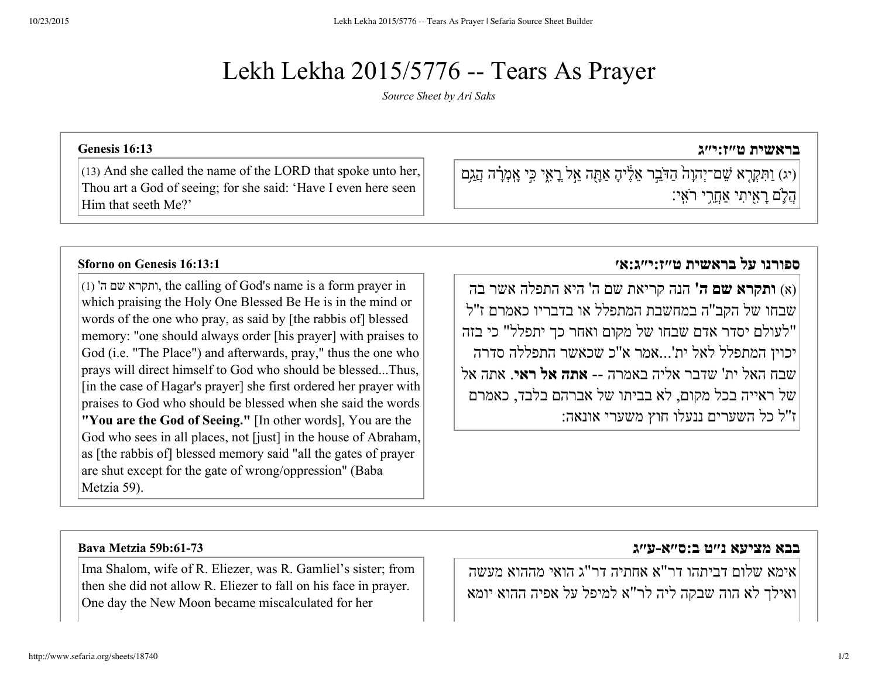# Lekh Lekha 2015/5776 -- Tears As Prayer

*Source Sheet by Ari Saks*

### Genesis 16:13

(13) And she called the name of the LORD that spoke unto her, Thou art a God of seeing; for she said: 'Have I even here seen Him that seeth Me?'

### בראשית ט״ז:י״ג

(יג) וַתִּקְרָ֤א שֵׁם־יְהוָה֙ הַדֹּבֵ֣ר אֵלֶ֔יהָ אַתָּ֖ה אֵ֣ל רֳאִ֑י כִּ֣י אָֽמְרָ֗ה הֲגַ֥ם הֲלֹ֛ם רָאִ֖יתִי אַחֲרֵ֥י רֹאִֽי׃

### Sforno on Genesis 16:13:1

(1) ותקרא שם ה', the calling of God's name is a form prayer in which praising the Holy One Blessed Be He is in the mind or words of the one who pray, as said by [the rabbis of] blessed memory: "one should always order [his prayer] with praises to God (i.e. "The Place") and afterwards, pray," thus the one who prays will direct himself to God who should be blessed...Thus, [in the case of Hagar's prayer] she first ordered her prayer with praises to God who should be blessed when she said the words **"You are the God of Seeing."** [In other words], You are the God who sees in all places, not [just] in the house of Abraham, as [the rabbis of] blessed memory said "all the gates of prayer are shut except for the gate of wrong/oppression" (Baba Metzia 59).

### ספורנו על בראשית ט״ז:י״ג:א׳

(א) **ותקרא שם ה'** הנה קריאת שם ה' היא התפלה אשר בה שבחו של הקב"ה במחשבת המתפלל או בדבריו כאמרם ז"ל "לעולם יסדר אדם שבחו של מקום ואחר כך יתפלל" כי בזה יכוין המתפלל לאל ית'...אמר א"כ שכאשר התפללה סדרה שבח האל ית' שדבר אליה באמרה -- **אתה אל ראי**. אתה אל של ראייה בכל מקום, לא בביתו של אברהם בלבד, כאמרם ז"ל כל השערים ננעלו חוץ משערי אונאה:

### Bava Metzia 59b:61-73

Ima Shalom, wife of R. Eliezer, was R. Gamliel's sister; from then she did not allow R. Eliezer to fall on his face in prayer. One day the New Moon became miscalculated for her

### בבא מציעא נ״ט ב:ס״א-ע״ג

אימא שלום דביתהו דר"א אחתיה דר"ג הואי מההוא מעשה ואילך לא הוה שבקה ליה לר"א למיפל על אפיה ההוא יומא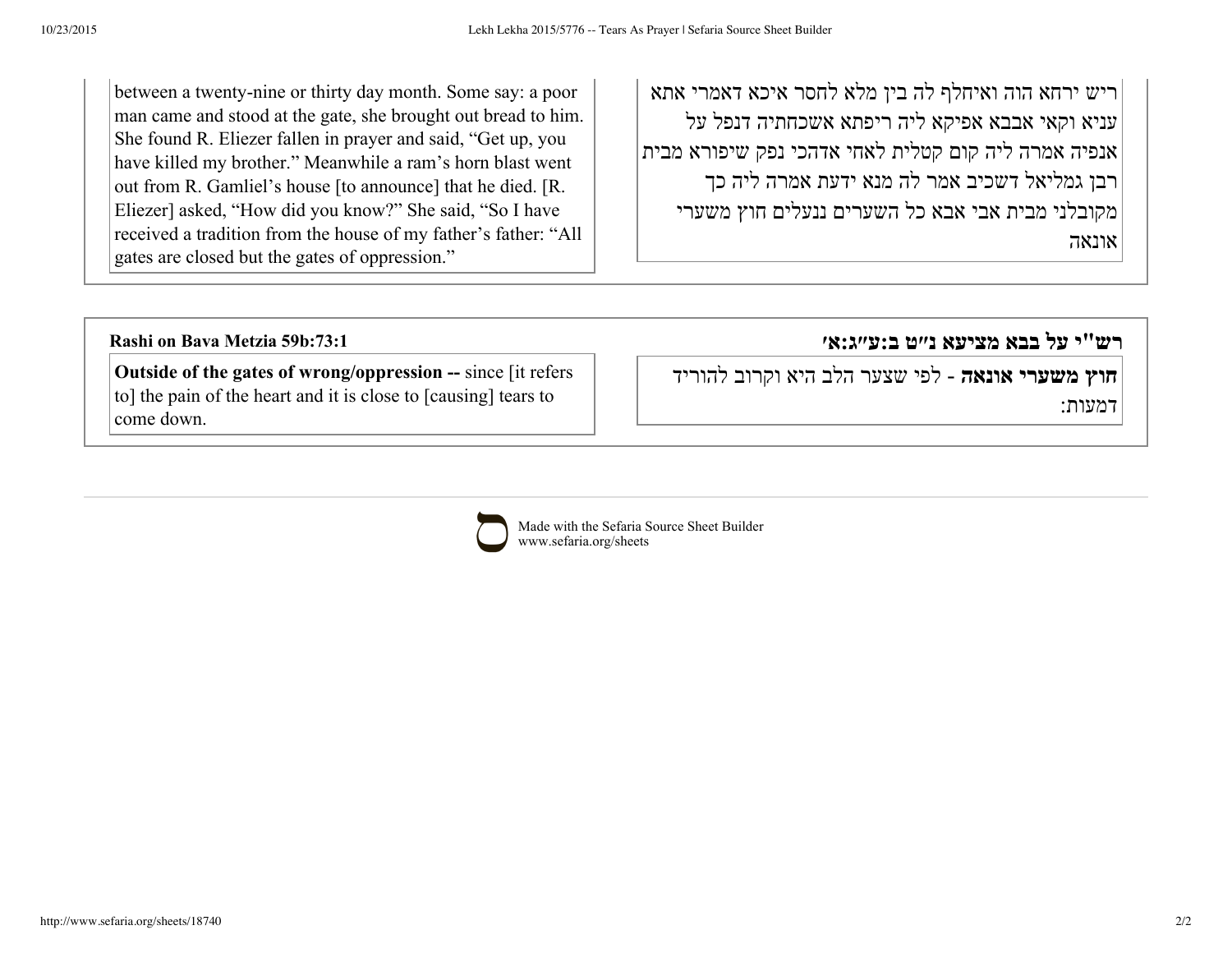between a twenty-nine or thirty day month. Some say: a poor man came and stood at the gate, she brought out bread to him. She found R. Eliezer fallen in prayer and said, "Get up, you have killed my brother." Meanwhile a ram's horn blast went out from R. Gamliel's house [to announce] that he died. [R. Eliezer] asked, "How did you know?" She said, "So I have received a tradition from the house of my father's father: "All gates are closed but the gates of oppression."

ריש ירחא הוה ואיחלף לה בין מלא לחסר איכא דאמרי אתא עניא וקאי אבבא אפיקא ליה ריפתא אשכחתיה דנפל על אנפיה אמרה ליה קום קטלית לאחי אדהכי נפק שיפורא מבית רבן גמליאל דשכיב אמר לה מנא ידעת אמרה ליה כך מקובלני מבית אבי אבא כל השערים ננעלים חוץ משערי אונאה

### Rashi on Bava Metzia 59b:73:1

**Outside of the gates of wrong/oppression --** since [it refers to] the pain of the heart and it is close to [causing] tears to come down.

### רש"י על בבא מציעא נ״ט ב:ע״ג:א׳

**חוץ משערי אונאה** - לפי שצער הלב היא וקרוב להוריד דמעות:

Made with the Sefaria Source Sheet Builder
www.sefaria.org/sheets